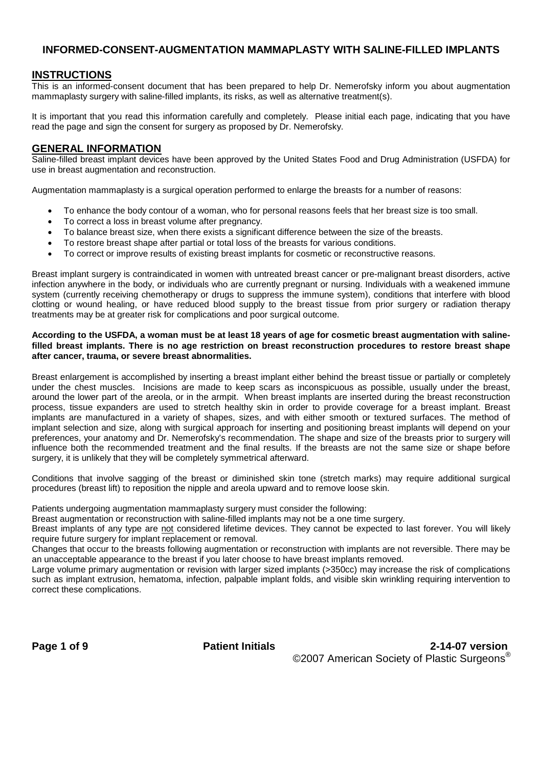# INFORMED-CONSENT-AUGMENTATION MAMMAPLASTY WITH SALINE-FILLED IMPLANTS

## INSTRUCTIONS

This is an informed-consent document that has been prepared to help Dr. Nemerofsky inform you about augmentation mammaplasty surgery with saline-filled implants, its risks, as well as alternative treatment(s).

It is important that you read this information carefully and completely. Please initial each page, indicating that you have read the page and sign the consent for surgery as proposed by Dr. Nemerofsky.

## GENERAL INFORMATION

Saline-filled breast implant devices have been approved by the United States Food and Drug Administration (USFDA) for use in breast augmentation and reconstruction.

Augmentation mammaplasty is a surgical operation performed to enlarge the breasts for a number of reasons:

- To enhance the body contour of a woman, who for personal reasons feels that her breast size is too small.
- To correct a loss in breast volume after pregnancy.
- To balance breast size, when there exists a significant difference between the size of the breasts.
- To restore breast shape after partial or total loss of the breasts for various conditions.
- To correct or improve results of existing breast implants for cosmetic or reconstructive reasons.

Breast implant surgery is contraindicated in women with untreated breast cancer or pre-malignant breast disorders, active infection anywhere in the body, or individuals who are currently pregnant or nursing. Individuals with a weakened immune system (currently receiving chemotherapy or drugs to suppress the immune system), conditions that interfere with blood clotting or wound healing, or have reduced blood supply to the breast tissue from prior surgery or radiation therapy treatments may be at greater risk for complications and poor surgical outcome.

**According to the USFDA, a woman must be at least 18 years of age for cosmetic breast augmentation with saline-filled breast implants. There is no age restriction on breast reconstruction procedures to restore breast shape after cancer, trauma, or severe breast abnormalities.**

Breast enlargement is accomplished by inserting a breast implant either behind the breast tissue or partially or completely under the chest muscles. Incisions are made to keep scars as inconspicuous as possible, usually under the breast, around the lower part of the areola, or in the armpit. When breast implants are inserted during the breast reconstruction process, tissue expanders are used to stretch healthy skin in order to provide coverage for a breast implant. Breast implants are manufactured in a variety of shapes, sizes, and with either smooth or textured surfaces. The method of implant selection and size, along with surgical approach for inserting and positioning breast implants will depend on your preferences, your anatomy and Dr. Nemerofsky's recommendation. The shape and size of the breasts prior to surgery will influence both the recommended treatment and the final results. If the breasts are not the same size or shape before surgery, it is unlikely that they will be completely symmetrical afterward.

Conditions that involve sagging of the breast or diminished skin tone (stretch marks) may require additional surgical procedures (breast lift) to reposition the nipple and areola upward and to remove loose skin.

Patients undergoing augmentation mammaplasty surgery must consider the following:

Breast augmentation or reconstruction with saline-filled implants may not be a one time surgery.

Breast implants of any type are <u>not</u> considered lifetime devices. They cannot be expected to last forever. You will likely require future surgery for implant replacement or removal.

Changes that occur to the breasts following augmentation or reconstruction with implants are not reversible. There may be an unacceptable appearance to the breast if you later choose to have breast implants removed.

Large volume primary augmentation or revision with larger sized implants (>350cc) may increase the risk of complications such as implant extrusion, hematoma, infection, palpable implant folds, and visible skin wrinkling requiring intervention to correct these complications.

**Patient Initials** **2-14-07 version**

©2007 American Society of Plastic Surgeons®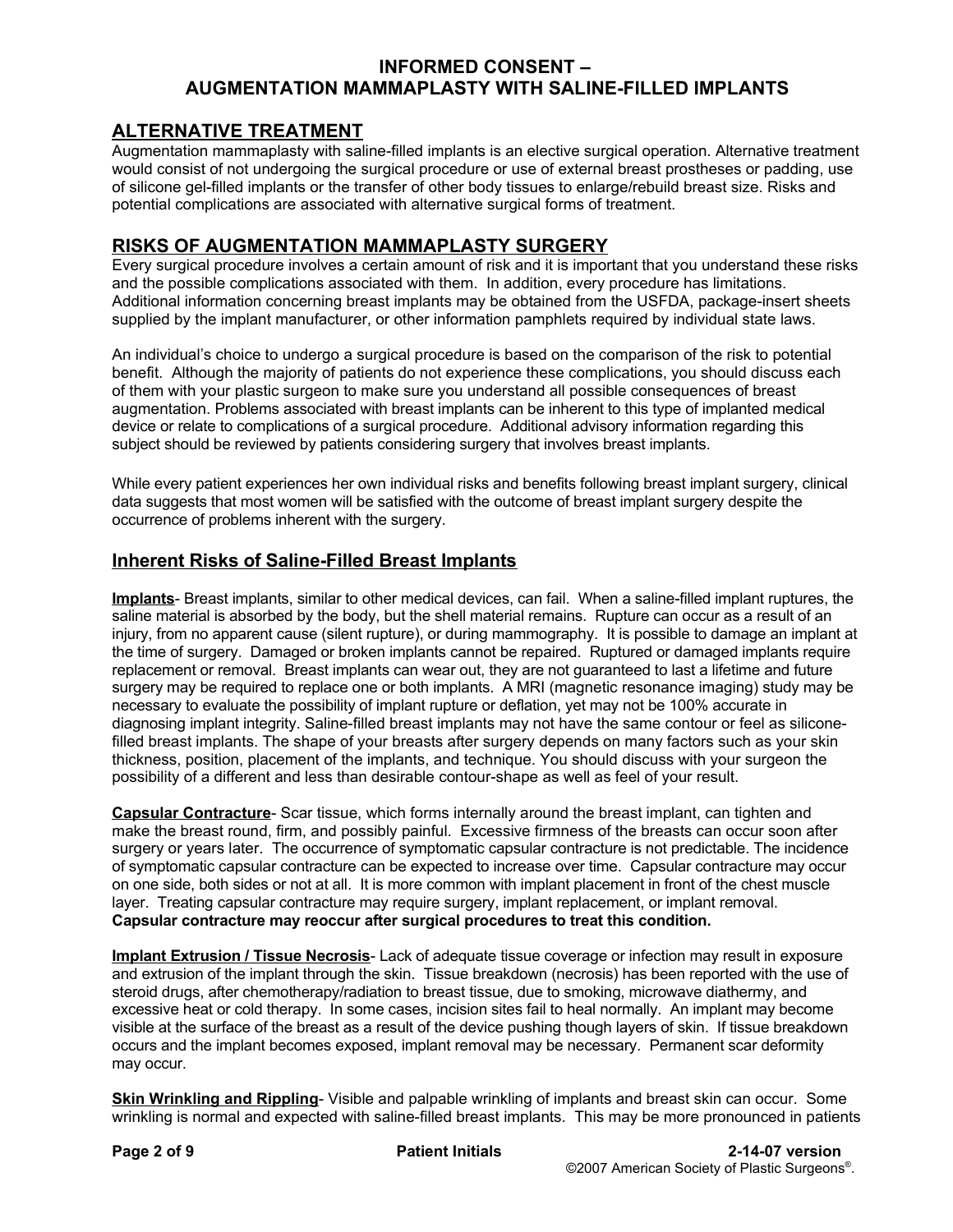## ALTERNATIVE TREATMENT

Augmentation mammaplasty with saline-filled implants is an elective surgical operation. Alternative treatment would consist of not undergoing the surgical procedure or use of external breast prostheses or padding, use of silicone gel-filled implants or the transfer of other body tissues to enlarge/rebuild breast size. Risks and potential complications are associated with alternative surgical forms of treatment.

## RISKS OF AUGMENTATION MAMMAPLASTY SURGERY

Every surgical procedure involves a certain amount of risk and it is important that you understand these risks and the possible complications associated with them. In addition, every procedure has limitations. Additional information concerning breast implants may be obtained from the USFDA, package-insert sheets supplied by the implant manufacturer, or other information pamphlets required by individual state laws.

An individual's choice to undergo a surgical procedure is based on the comparison of the risk to potential benefit. Although the majority of patients do not experience these complications, you should discuss each of them with your plastic surgeon to make sure you understand all possible consequences of breast augmentation. Problems associated with breast implants can be inherent to this type of implanted medical device or relate to complications of a surgical procedure. Additional advisory information regarding this subject should be reviewed by patients considering surgery that involves breast implants.

While every patient experiences her own individual risks and benefits following breast implant surgery, clinical data suggests that most women will be satisfied with the outcome of breast implant surgery despite the occurrence of problems inherent with the surgery.

### Inherent Risks of Saline-Filled Breast Implants

**Implants**- Breast implants, similar to other medical devices, can fail. When a saline-filled implant ruptures, the saline material is absorbed by the body, but the shell material remains. Rupture can occur as a result of an injury, from no apparent cause (silent rupture), or during mammography. It is possible to damage an implant at the time of surgery. Damaged or broken implants cannot be repaired. Ruptured or damaged implants require replacement or removal. Breast implants can wear out, they are not guaranteed to last a lifetime and future surgery may be required to replace one or both implants. A MRI (magnetic resonance imaging) study may be necessary to evaluate the possibility of implant rupture or deflation, yet may not be 100% accurate in diagnosing implant integrity. Saline-filled breast implants may not have the same contour or feel as silicone-filled breast implants. The shape of your breasts after surgery depends on many factors such as your skin thickness, position, placement of the implants, and technique. You should discuss with your surgeon the possibility of a different and less than desirable contour-shape as well as feel of your result.

**Capsular Contracture**- Scar tissue, which forms internally around the breast implant, can tighten and make the breast round, firm, and possibly painful. Excessive firmness of the breasts can occur soon after surgery or years later. The occurrence of symptomatic capsular contracture is not predictable. The incidence of symptomatic capsular contracture can be expected to increase over time. Capsular contracture may occur on one side, both sides or not at all. It is more common with implant placement in front of the chest muscle layer. Treating capsular contracture may require surgery, implant replacement, or implant removal. **Capsular contracture may reoccur after surgical procedures to treat this condition.**

**Implant Extrusion / Tissue Necrosis**- Lack of adequate tissue coverage or infection may result in exposure and extrusion of the implant through the skin. Tissue breakdown (necrosis) has been reported with the use of steroid drugs, after chemotherapy/radiation to breast tissue, due to smoking, microwave diathermy, and excessive heat or cold therapy. In some cases, incision sites fail to heal normally. An implant may become visible at the surface of the breast as a result of the device pushing though layers of skin. If tissue breakdown occurs and the implant becomes exposed, implant removal may be necessary. Permanent scar deformity may occur.

**Skin Wrinkling and Rippling**- Visible and palpable wrinkling of implants and breast skin can occur. Some wrinkling is normal and expected with saline-filled breast implants. This may be more pronounced in patients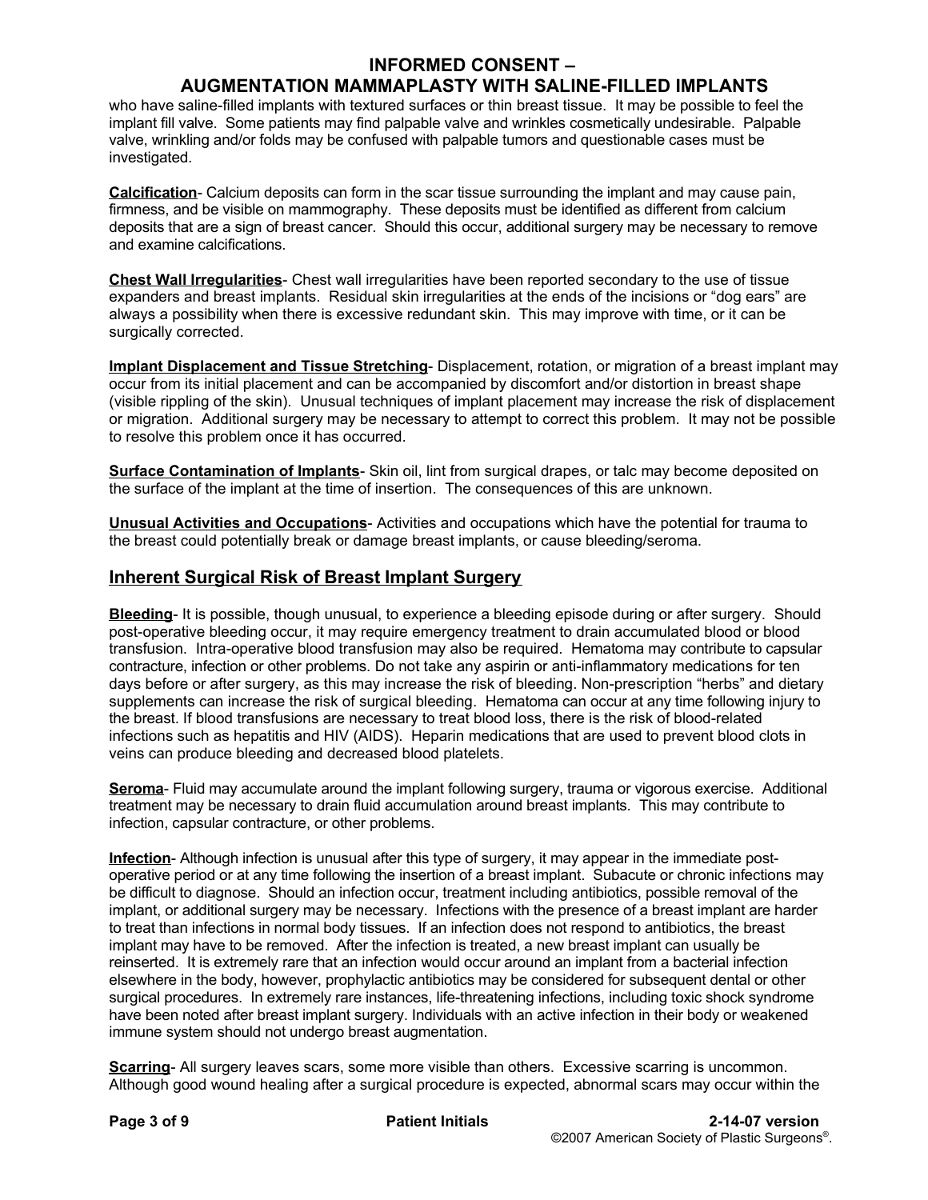who have saline-filled implants with textured surfaces or thin breast tissue. It may be possible to feel the implant fill valve. Some patients may find palpable valve and wrinkles cosmetically undesirable. Palpable valve, wrinkling and/or folds may be confused with palpable tumors and questionable cases must be investigated.

**Calcification**- Calcium deposits can form in the scar tissue surrounding the implant and may cause pain, firmness, and be visible on mammography. These deposits must be identified as different from calcium deposits that are a sign of breast cancer. Should this occur, additional surgery may be necessary to remove and examine calcifications.

**Chest Wall Irregularities**- Chest wall irregularities have been reported secondary to the use of tissue expanders and breast implants. Residual skin irregularities at the ends of the incisions or "dog ears" are always a possibility when there is excessive redundant skin. This may improve with time, or it can be surgically corrected.

**Implant Displacement and Tissue Stretching**- Displacement, rotation, or migration of a breast implant may occur from its initial placement and can be accompanied by discomfort and/or distortion in breast shape (visible rippling of the skin). Unusual techniques of implant placement may increase the risk of displacement or migration. Additional surgery may be necessary to attempt to correct this problem. It may not be possible to resolve this problem once it has occurred.

**Surface Contamination of Implants**- Skin oil, lint from surgical drapes, or talc may become deposited on the surface of the implant at the time of insertion. The consequences of this are unknown.

**Unusual Activities and Occupations**- Activities and occupations which have the potential for trauma to the breast could potentially break or damage breast implants, or cause bleeding/seroma.

## Inherent Surgical Risk of Breast Implant Surgery

**Bleeding**- It is possible, though unusual, to experience a bleeding episode during or after surgery. Should post-operative bleeding occur, it may require emergency treatment to drain accumulated blood or blood transfusion. Intra-operative blood transfusion may also be required. Hematoma may contribute to capsular contracture, infection or other problems. Do not take any aspirin or anti-inflammatory medications for ten days before or after surgery, as this may increase the risk of bleeding. Non-prescription "herbs" and dietary supplements can increase the risk of surgical bleeding. Hematoma can occur at any time following injury to the breast. If blood transfusions are necessary to treat blood loss, there is the risk of blood-related infections such as hepatitis and HIV (AIDS). Heparin medications that are used to prevent blood clots in veins can produce bleeding and decreased blood platelets.

**Seroma**- Fluid may accumulate around the implant following surgery, trauma or vigorous exercise. Additional treatment may be necessary to drain fluid accumulation around breast implants. This may contribute to infection, capsular contracture, or other problems.

**Infection**- Although infection is unusual after this type of surgery, it may appear in the immediate post-operative period or at any time following the insertion of a breast implant. Subacute or chronic infections may be difficult to diagnose. Should an infection occur, treatment including antibiotics, possible removal of the implant, or additional surgery may be necessary. Infections with the presence of a breast implant are harder to treat than infections in normal body tissues. If an infection does not respond to antibiotics, the breast implant may have to be removed. After the infection is treated, a new breast implant can usually be reinserted. It is extremely rare that an infection would occur around an implant from a bacterial infection elsewhere in the body, however, prophylactic antibiotics may be considered for subsequent dental or other surgical procedures. In extremely rare instances, life-threatening infections, including toxic shock syndrome have been noted after breast implant surgery. Individuals with an active infection in their body or weakened immune system should not undergo breast augmentation.

**Scarring**- All surgery leaves scars, some more visible than others. Excessive scarring is uncommon. Although good wound healing after a surgical procedure is expected, abnormal scars may occur within the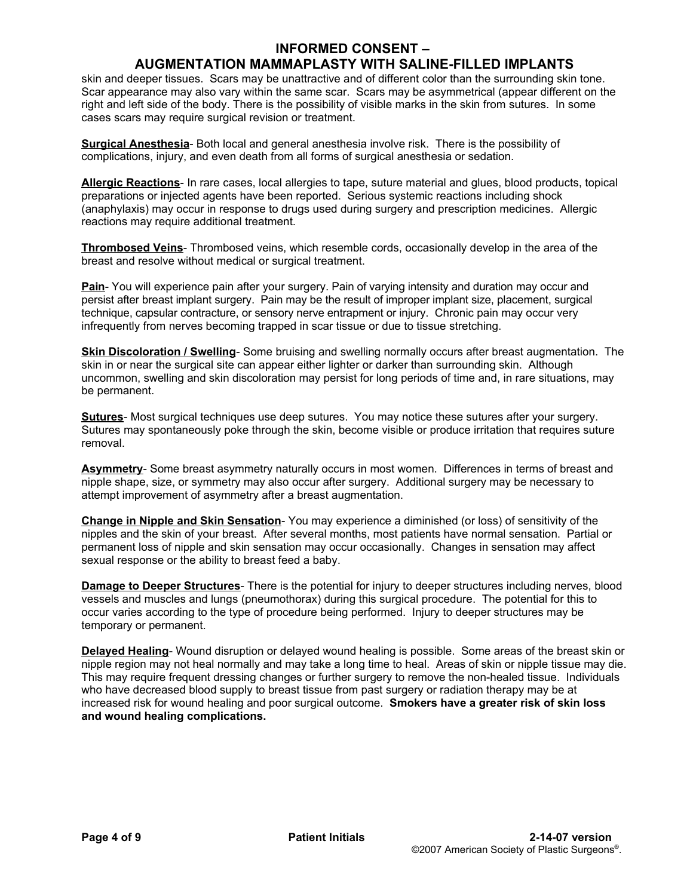skin and deeper tissues. Scars may be unattractive and of different color than the surrounding skin tone. Scar appearance may also vary within the same scar. Scars may be asymmetrical (appear different on the right and left side of the body. There is the possibility of visible marks in the skin from sutures. In some cases scars may require surgical revision or treatment.

**Surgical Anesthesia**- Both local and general anesthesia involve risk. There is the possibility of complications, injury, and even death from all forms of surgical anesthesia or sedation.

**Allergic Reactions**- In rare cases, local allergies to tape, suture material and glues, blood products, topical preparations or injected agents have been reported. Serious systemic reactions including shock (anaphylaxis) may occur in response to drugs used during surgery and prescription medicines. Allergic reactions may require additional treatment.

**Thrombosed Veins**- Thrombosed veins, which resemble cords, occasionally develop in the area of the breast and resolve without medical or surgical treatment.

**Pain**- You will experience pain after your surgery. Pain of varying intensity and duration may occur and persist after breast implant surgery. Pain may be the result of improper implant size, placement, surgical technique, capsular contracture, or sensory nerve entrapment or injury. Chronic pain may occur very infrequently from nerves becoming trapped in scar tissue or due to tissue stretching.

**Skin Discoloration / Swelling**- Some bruising and swelling normally occurs after breast augmentation. The skin in or near the surgical site can appear either lighter or darker than surrounding skin. Although uncommon, swelling and skin discoloration may persist for long periods of time and, in rare situations, may be permanent.

**Sutures**- Most surgical techniques use deep sutures. You may notice these sutures after your surgery. Sutures may spontaneously poke through the skin, become visible or produce irritation that requires suture removal.

**Asymmetry**- Some breast asymmetry naturally occurs in most women. Differences in terms of breast and nipple shape, size, or symmetry may also occur after surgery. Additional surgery may be necessary to attempt improvement of asymmetry after a breast augmentation.

**Change in Nipple and Skin Sensation**- You may experience a diminished (or loss) of sensitivity of the nipples and the skin of your breast. After several months, most patients have normal sensation. Partial or permanent loss of nipple and skin sensation may occur occasionally. Changes in sensation may affect sexual response or the ability to breast feed a baby.

**Damage to Deeper Structures**- There is the potential for injury to deeper structures including nerves, blood vessels and muscles and lungs (pneumothorax) during this surgical procedure. The potential for this to occur varies according to the type of procedure being performed. Injury to deeper structures may be temporary or permanent.

**Delayed Healing**- Wound disruption or delayed wound healing is possible. Some areas of the breast skin or nipple region may not heal normally and may take a long time to heal. Areas of skin or nipple tissue may die. This may require frequent dressing changes or further surgery to remove the non-healed tissue. Individuals who have decreased blood supply to breast tissue from past surgery or radiation therapy may be at increased risk for wound healing and poor surgical outcome. **Smokers have a greater risk of skin loss and wound healing complications.**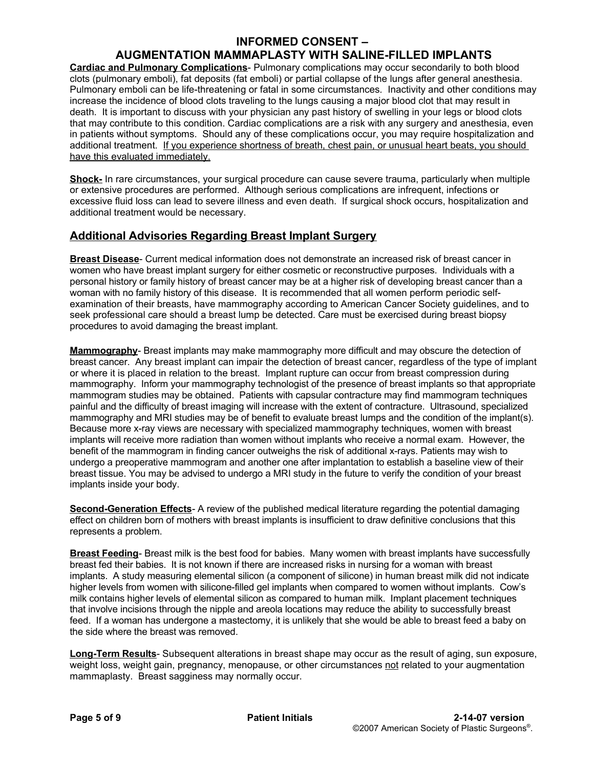**Cardiac and Pulmonary Complications**- Pulmonary complications may occur secondarily to both blood clots (pulmonary emboli), fat deposits (fat emboli) or partial collapse of the lungs after general anesthesia. Pulmonary emboli can be life-threatening or fatal in some circumstances. Inactivity and other conditions may increase the incidence of blood clots traveling to the lungs causing a major blood clot that may result in death. It is important to discuss with your physician any past history of swelling in your legs or blood clots that may contribute to this condition. Cardiac complications are a risk with any surgery and anesthesia, even in patients without symptoms. Should any of these complications occur, you may require hospitalization and additional treatment. <u>If you experience shortness of breath, chest pain, or unusual heart beats, you should have this evaluated immediately.</u>

**Shock-** In rare circumstances, your surgical procedure can cause severe trauma, particularly when multiple or extensive procedures are performed. Although serious complications are infrequent, infections or excessive fluid loss can lead to severe illness and even death. If surgical shock occurs, hospitalization and additional treatment would be necessary.

## Additional Advisories Regarding Breast Implant Surgery

**Breast Disease**- Current medical information does not demonstrate an increased risk of breast cancer in women who have breast implant surgery for either cosmetic or reconstructive purposes. Individuals with a personal history or family history of breast cancer may be at a higher risk of developing breast cancer than a woman with no family history of this disease. It is recommended that all women perform periodic self-examination of their breasts, have mammography according to American Cancer Society guidelines, and to seek professional care should a breast lump be detected. Care must be exercised during breast biopsy procedures to avoid damaging the breast implant.

**Mammography**- Breast implants may make mammography more difficult and may obscure the detection of breast cancer. Any breast implant can impair the detection of breast cancer, regardless of the type of implant or where it is placed in relation to the breast. Implant rupture can occur from breast compression during mammography. Inform your mammography technologist of the presence of breast implants so that appropriate mammogram studies may be obtained. Patients with capsular contracture may find mammogram techniques painful and the difficulty of breast imaging will increase with the extent of contracture. Ultrasound, specialized mammography and MRI studies may be of benefit to evaluate breast lumps and the condition of the implant(s). Because more x-ray views are necessary with specialized mammography techniques, women with breast implants will receive more radiation than women without implants who receive a normal exam. However, the benefit of the mammogram in finding cancer outweighs the risk of additional x-rays. Patients may wish to undergo a preoperative mammogram and another one after implantation to establish a baseline view of their breast tissue. You may be advised to undergo a MRI study in the future to verify the condition of your breast implants inside your body.

**Second-Generation Effects**- A review of the published medical literature regarding the potential damaging effect on children born of mothers with breast implants is insufficient to draw definitive conclusions that this represents a problem.

**Breast Feeding**- Breast milk is the best food for babies. Many women with breast implants have successfully breast fed their babies. It is not known if there are increased risks in nursing for a woman with breast implants. A study measuring elemental silicon (a component of silicone) in human breast milk did not indicate higher levels from women with silicone-filled gel implants when compared to women without implants. Cow's milk contains higher levels of elemental silicon as compared to human milk. Implant placement techniques that involve incisions through the nipple and areola locations may reduce the ability to successfully breast feed. If a woman has undergone a mastectomy, it is unlikely that she would be able to breast feed a baby on the side where the breast was removed.

**Long-Term Results**- Subsequent alterations in breast shape may occur as the result of aging, sun exposure, weight loss, weight gain, pregnancy, menopause, or other circumstances <u>not</u> related to your augmentation mammaplasty. Breast sagginess may normally occur.

**Patient Initials**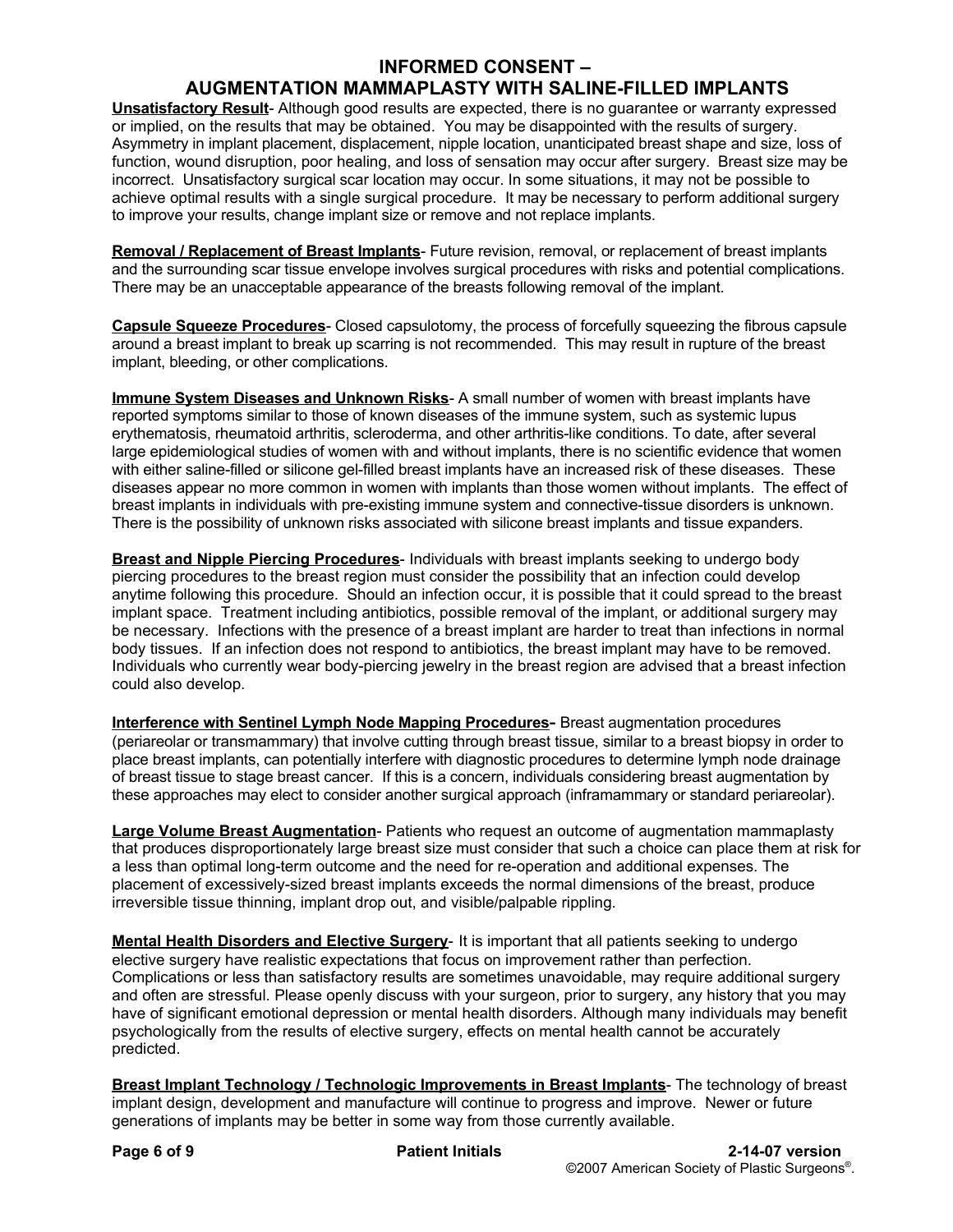**Unsatisfactory Result**- Although good results are expected, there is no guarantee or warranty expressed or implied, on the results that may be obtained. You may be disappointed with the results of surgery. Asymmetry in implant placement, displacement, nipple location, unanticipated breast shape and size, loss of function, wound disruption, poor healing, and loss of sensation may occur after surgery. Breast size may be incorrect. Unsatisfactory surgical scar location may occur. In some situations, it may not be possible to achieve optimal results with a single surgical procedure. It may be necessary to perform additional surgery to improve your results, change implant size or remove and not replace implants.

**Removal / Replacement of Breast Implants**- Future revision, removal, or replacement of breast implants and the surrounding scar tissue envelope involves surgical procedures with risks and potential complications. There may be an unacceptable appearance of the breasts following removal of the implant.

**Capsule Squeeze Procedures**- Closed capsulotomy, the process of forcefully squeezing the fibrous capsule around a breast implant to break up scarring is not recommended. This may result in rupture of the breast implant, bleeding, or other complications.

**Immune System Diseases and Unknown Risks**- A small number of women with breast implants have reported symptoms similar to those of known diseases of the immune system, such as systemic lupus erythematosis, rheumatoid arthritis, scleroderma, and other arthritis-like conditions. To date, after several large epidemiological studies of women with and without implants, there is no scientific evidence that women with either saline-filled or silicone gel-filled breast implants have an increased risk of these diseases. These diseases appear no more common in women with implants than those women without implants. The effect of breast implants in individuals with pre-existing immune system and connective-tissue disorders is unknown. There is the possibility of unknown risks associated with silicone breast implants and tissue expanders.

**Breast and Nipple Piercing Procedures**- Individuals with breast implants seeking to undergo body piercing procedures to the breast region must consider the possibility that an infection could develop anytime following this procedure. Should an infection occur, it is possible that it could spread to the breast implant space. Treatment including antibiotics, possible removal of the implant, or additional surgery may be necessary. Infections with the presence of a breast implant are harder to treat than infections in normal body tissues. If an infection does not respond to antibiotics, the breast implant may have to be removed. Individuals who currently wear body-piercing jewelry in the breast region are advised that a breast infection could also develop.

**Interference with Sentinel Lymph Node Mapping Procedures-** Breast augmentation procedures (periareolar or transmammary) that involve cutting through breast tissue, similar to a breast biopsy in order to place breast implants, can potentially interfere with diagnostic procedures to determine lymph node drainage of breast tissue to stage breast cancer. If this is a concern, individuals considering breast augmentation by these approaches may elect to consider another surgical approach (inframammary or standard periareolar).

**Large Volume Breast Augmentation**- Patients who request an outcome of augmentation mammaplasty that produces disproportionately large breast size must consider that such a choice can place them at risk for a less than optimal long-term outcome and the need for re-operation and additional expenses. The placement of excessively-sized breast implants exceeds the normal dimensions of the breast, produce irreversible tissue thinning, implant drop out, and visible/palpable rippling.

**Mental Health Disorders and Elective Surgery**- It is important that all patients seeking to undergo elective surgery have realistic expectations that focus on improvement rather than perfection. Complications or less than satisfactory results are sometimes unavoidable, may require additional surgery and often are stressful. Please openly discuss with your surgeon, prior to surgery, any history that you may have of significant emotional depression or mental health disorders. Although many individuals may benefit psychologically from the results of elective surgery, effects on mental health cannot be accurately predicted.

**Breast Implant Technology / Technologic Improvements in Breast Implants**- The technology of breast implant design, development and manufacture will continue to progress and improve. Newer or future generations of implants may be better in some way from those currently available.

**Patient Initials**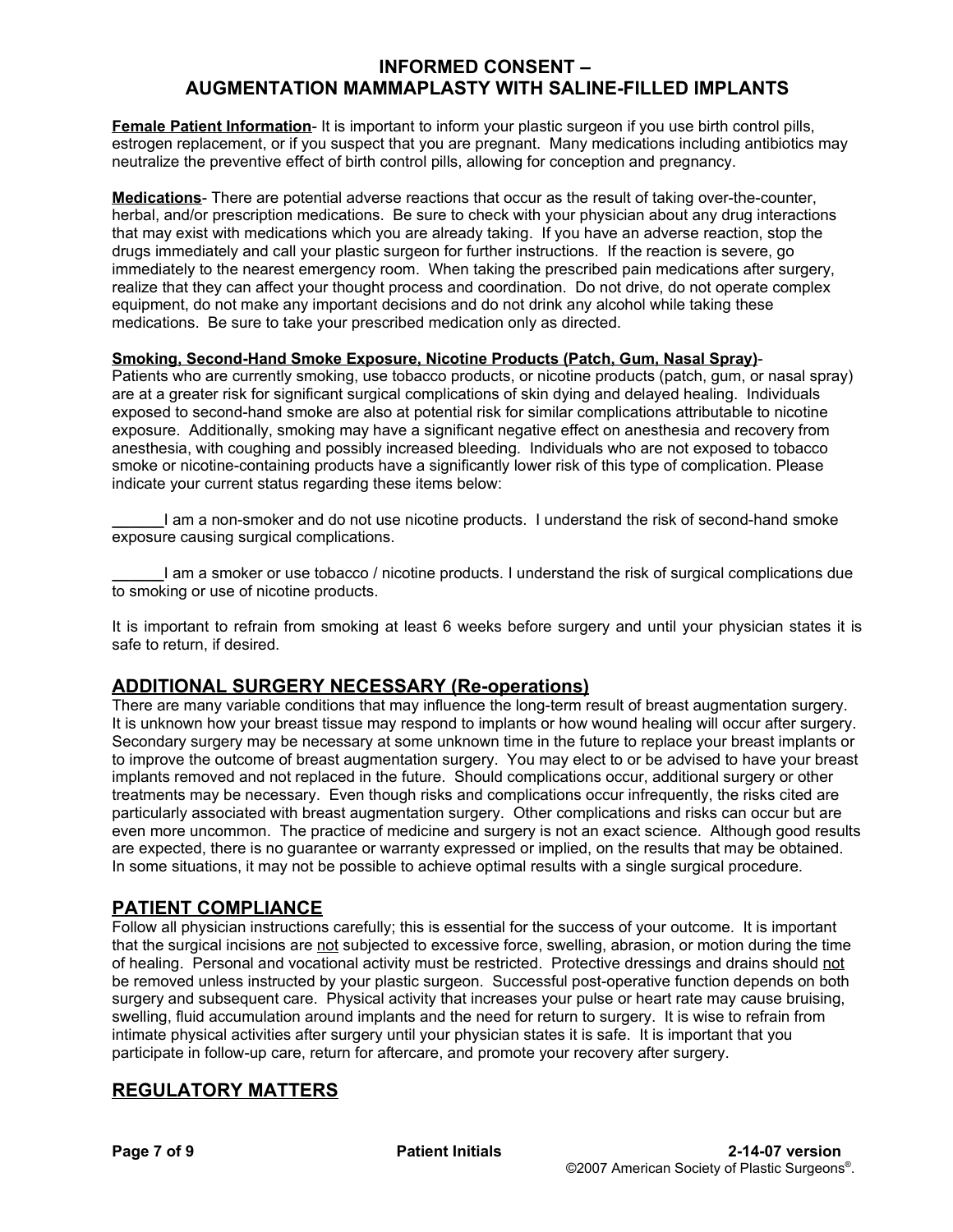**Female Patient Information**- It is important to inform your plastic surgeon if you use birth control pills, estrogen replacement, or if you suspect that you are pregnant. Many medications including antibiotics may neutralize the preventive effect of birth control pills, allowing for conception and pregnancy.

**Medications**- There are potential adverse reactions that occur as the result of taking over-the-counter, herbal, and/or prescription medications. Be sure to check with your physician about any drug interactions that may exist with medications which you are already taking. If you have an adverse reaction, stop the drugs immediately and call your plastic surgeon for further instructions. If the reaction is severe, go immediately to the nearest emergency room. When taking the prescribed pain medications after surgery, realize that they can affect your thought process and coordination. Do not drive, do not operate complex equipment, do not make any important decisions and do not drink any alcohol while taking these medications. Be sure to take your prescribed medication only as directed.

**Smoking, Second-Hand Smoke Exposure, Nicotine Products (Patch, Gum, Nasal Spray)**- Patients who are currently smoking, use tobacco products, or nicotine products (patch, gum, or nasal spray) are at a greater risk for significant surgical complications of skin dying and delayed healing. Individuals exposed to second-hand smoke are also at potential risk for similar complications attributable to nicotine exposure. Additionally, smoking may have a significant negative effect on anesthesia and recovery from anesthesia, with coughing and possibly increased bleeding. Individuals who are not exposed to tobacco smoke or nicotine-containing products have a significantly lower risk of this type of complication. Please indicate your current status regarding these items below:

______I am a non-smoker and do not use nicotine products. I understand the risk of second-hand smoke exposure causing surgical complications.

______I am a smoker or use tobacco / nicotine products. I understand the risk of surgical complications due to smoking or use of nicotine products.

It is important to refrain from smoking at least 6 weeks before surgery and until your physician states it is safe to return, if desired.

## ADDITIONAL SURGERY NECESSARY (Re-operations)

There are many variable conditions that may influence the long-term result of breast augmentation surgery. It is unknown how your breast tissue may respond to implants or how wound healing will occur after surgery. Secondary surgery may be necessary at some unknown time in the future to replace your breast implants or to improve the outcome of breast augmentation surgery. You may elect to or be advised to have your breast implants removed and not replaced in the future. Should complications occur, additional surgery or other treatments may be necessary. Even though risks and complications occur infrequently, the risks cited are particularly associated with breast augmentation surgery. Other complications and risks can occur but are even more uncommon. The practice of medicine and surgery is not an exact science. Although good results are expected, there is no guarantee or warranty expressed or implied, on the results that may be obtained. In some situations, it may not be possible to achieve optimal results with a single surgical procedure.

## PATIENT COMPLIANCE

Follow all physician instructions carefully; this is essential for the success of your outcome. It is important that the surgical incisions are not subjected to excessive force, swelling, abrasion, or motion during the time of healing. Personal and vocational activity must be restricted. Protective dressings and drains should not be removed unless instructed by your plastic surgeon. Successful post-operative function depends on both surgery and subsequent care. Physical activity that increases your pulse or heart rate may cause bruising, swelling, fluid accumulation around implants and the need for return to surgery. It is wise to refrain from intimate physical activities after surgery until your physician states it is safe. It is important that you participate in follow-up care, return for aftercare, and promote your recovery after surgery.

## REGULATORY MATTERS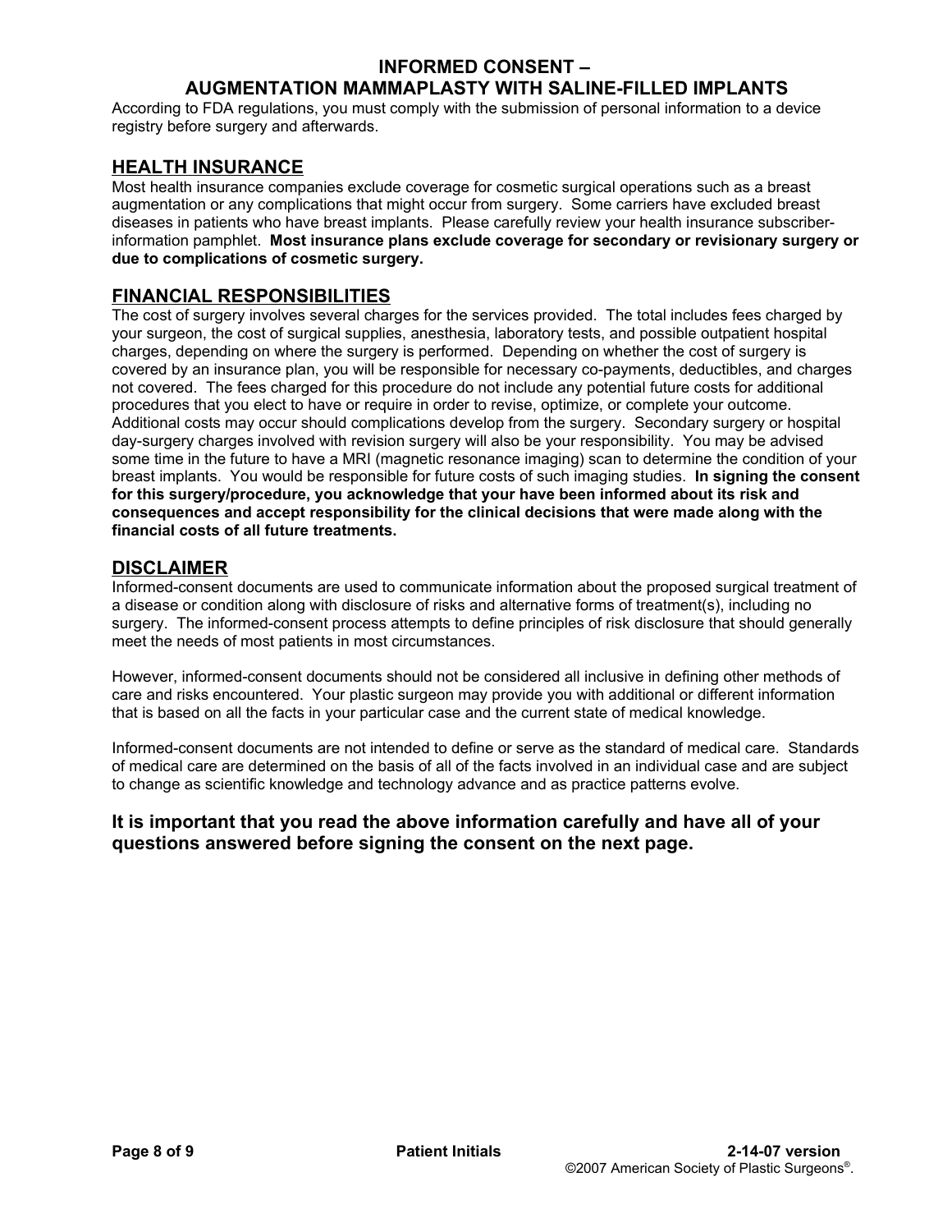According to FDA regulations, you must comply with the submission of personal information to a device registry before surgery and afterwards.

## HEALTH INSURANCE

Most health insurance companies exclude coverage for cosmetic surgical operations such as a breast augmentation or any complications that might occur from surgery. Some carriers have excluded breast diseases in patients who have breast implants. Please carefully review your health insurance subscriber-information pamphlet. **Most insurance plans exclude coverage for secondary or revisionary surgery or due to complications of cosmetic surgery.**

## FINANCIAL RESPONSIBILITIES

The cost of surgery involves several charges for the services provided. The total includes fees charged by your surgeon, the cost of surgical supplies, anesthesia, laboratory tests, and possible outpatient hospital charges, depending on where the surgery is performed. Depending on whether the cost of surgery is covered by an insurance plan, you will be responsible for necessary co-payments, deductibles, and charges not covered. The fees charged for this procedure do not include any potential future costs for additional procedures that you elect to have or require in order to revise, optimize, or complete your outcome. Additional costs may occur should complications develop from the surgery. Secondary surgery or hospital day-surgery charges involved with revision surgery will also be your responsibility. You may be advised some time in the future to have a MRI (magnetic resonance imaging) scan to determine the condition of your breast implants. You would be responsible for future costs of such imaging studies. **In signing the consent for this surgery/procedure, you acknowledge that your have been informed about its risk and consequences and accept responsibility for the clinical decisions that were made along with the financial costs of all future treatments.**

## DISCLAIMER

Informed-consent documents are used to communicate information about the proposed surgical treatment of a disease or condition along with disclosure of risks and alternative forms of treatment(s), including no surgery. The informed-consent process attempts to define principles of risk disclosure that should generally meet the needs of most patients in most circumstances.

However, informed-consent documents should not be considered all inclusive in defining other methods of care and risks encountered. Your plastic surgeon may provide you with additional or different information that is based on all the facts in your particular case and the current state of medical knowledge.

Informed-consent documents are not intended to define or serve as the standard of medical care. Standards of medical care are determined on the basis of all of the facts involved in an individual case and are subject to change as scientific knowledge and technology advance and as practice patterns evolve.

**It is important that you read the above information carefully and have all of your questions answered before signing the consent on the next page.**

Patient Initials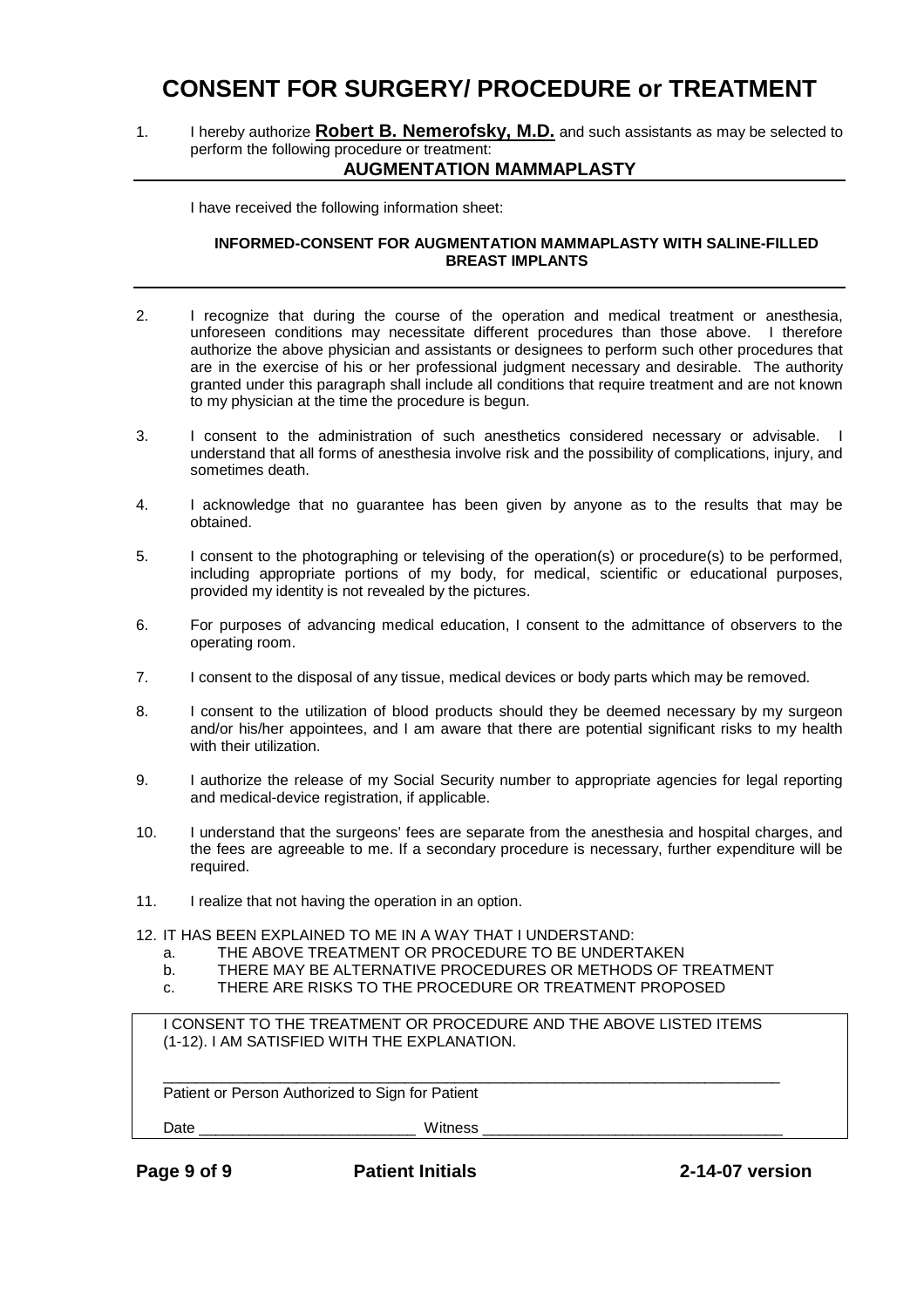# CONSENT FOR SURGERY/ PROCEDURE or TREATMENT

1. I hereby authorize **Robert B. Nemerofsky, M.D.** and such assistants as may be selected to perform the following procedure or treatment:

   **AUGMENTATION MAMMAPLASTY**

   I have received the following information sheet:

   **INFORMED-CONSENT FOR AUGMENTATION MAMMAPLASTY WITH SALINE-FILLED BREAST IMPLANTS**

2. I recognize that during the course of the operation and medical treatment or anesthesia, unforeseen conditions may necessitate different procedures than those above. I therefore authorize the above physician and assistants or designees to perform such other procedures that are in the exercise of his or her professional judgment necessary and desirable. The authority granted under this paragraph shall include all conditions that require treatment and are not known to my physician at the time the procedure is begun.

3. I consent to the administration of such anesthetics considered necessary or advisable. I understand that all forms of anesthesia involve risk and the possibility of complications, injury, and sometimes death.

4. I acknowledge that no guarantee has been given by anyone as to the results that may be obtained.

5. I consent to the photographing or televising of the operation(s) or procedure(s) to be performed, including appropriate portions of my body, for medical, scientific or educational purposes, provided my identity is not revealed by the pictures.

6. For purposes of advancing medical education, I consent to the admittance of observers to the operating room.

7. I consent to the disposal of any tissue, medical devices or body parts which may be removed.

8. I consent to the utilization of blood products should they be deemed necessary by my surgeon and/or his/her appointees, and I am aware that there are potential significant risks to my health with their utilization.

9. I authorize the release of my Social Security number to appropriate agencies for legal reporting and medical-device registration, if applicable.

10. I understand that the surgeons' fees are separate from the anesthesia and hospital charges, and the fees are agreeable to me. If a secondary procedure is necessary, further expenditure will be required.

11. I realize that not having the operation in an option.

12. IT HAS BEEN EXPLAINED TO ME IN A WAY THAT I UNDERSTAND:
    a. THE ABOVE TREATMENT OR PROCEDURE TO BE UNDERTAKEN
    b. THERE MAY BE ALTERNATIVE PROCEDURES OR METHODS OF TREATMENT
    c. THERE ARE RISKS TO THE PROCEDURE OR TREATMENT PROPOSED

I CONSENT TO THE TREATMENT OR PROCEDURE AND THE ABOVE LISTED ITEMS (1-12). I AM SATISFIED WITH THE EXPLANATION.

\_\_\_\_\_\_\_\_\_\_\_\_\_\_\_\_\_\_\_\_\_\_\_\_\_\_\_\_\_\_\_\_\_\_\_\_\_\_\_\_\_\_\_\_\_\_\_\_\_\_\_\_\_\_\_\_\_\_\_\_\_\_\_\_\_\_\_\_\_\_\_\_

Patient or Person Authorized to Sign for Patient

Date \_\_\_\_\_\_\_\_\_\_\_\_\_\_\_\_\_\_\_\_\_\_\_\_\_ Witness \_\_\_\_\_\_\_\_\_\_\_\_\_\_\_\_\_\_\_\_\_\_\_\_\_\_\_\_\_\_\_\_\_\_\_

**Patient Initials** **2-14-07 version**